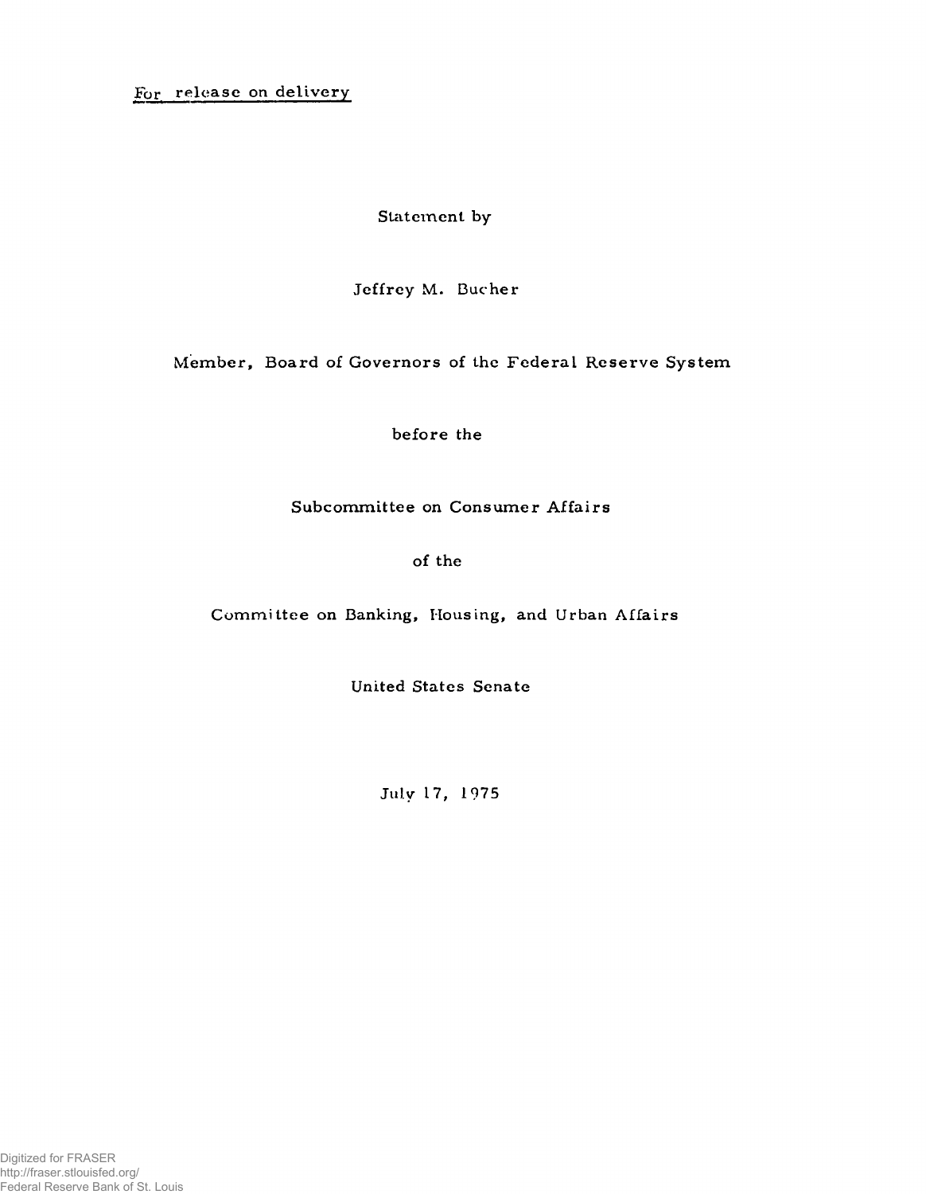For release on delivery

Statement by

Jeffrey M. Bucher

Member, Board of Governors of the Federal Reserve System

before the

Subcommittee on Consumer Affairs

of the

Committee on Banking, Housing, and Urban Affairs

United States Senate

July 17, 1975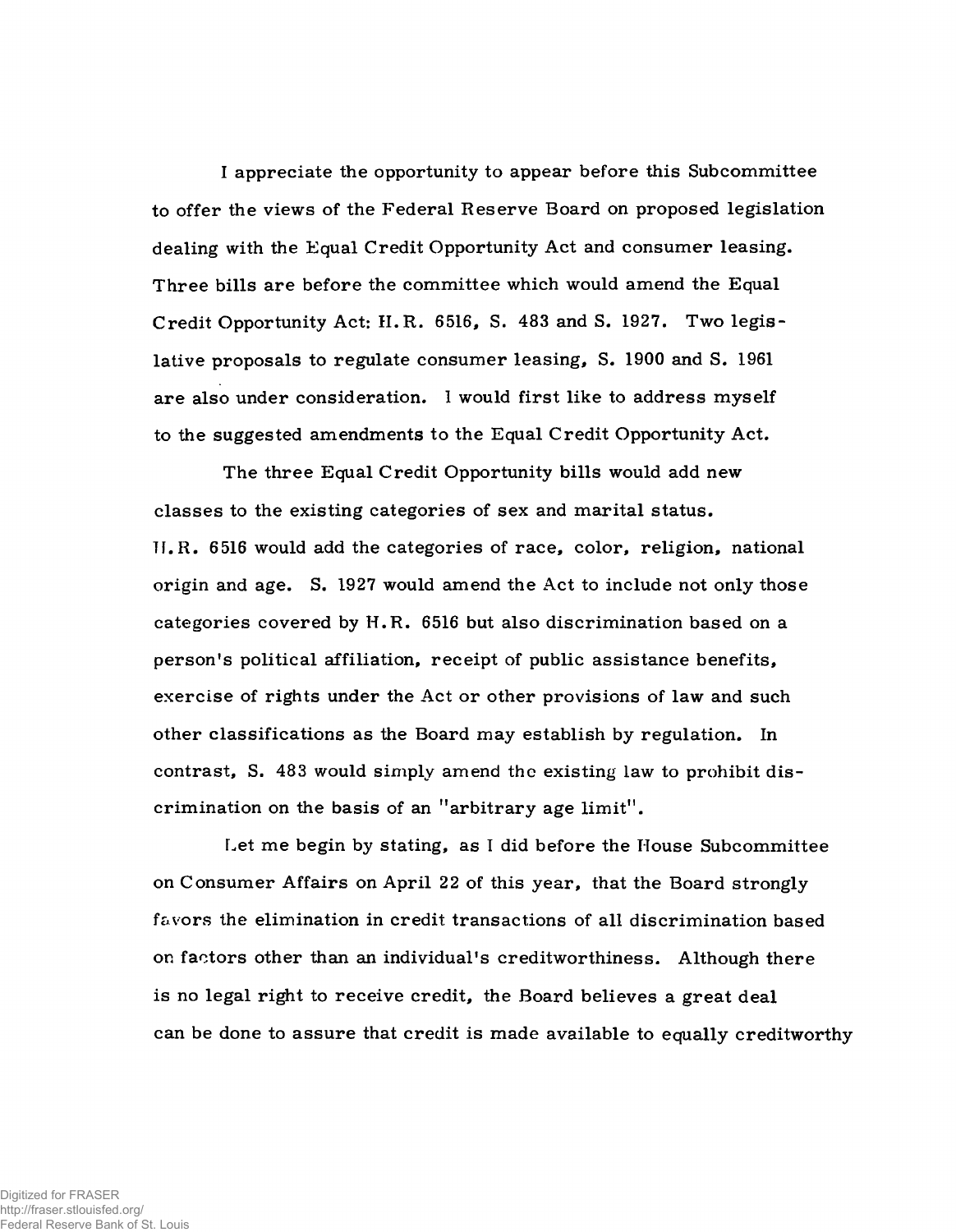I appreciate the opportunity to appear before this Subcommittee to offer the views of the Federal Reserve Board on proposed legislation dealing with the Equal Credit Opportunity Act and consumer leasing. Three bills are before the committee which would amend the Equal Credit Opportunity Act: H.R. 6516, S. 483 and S. 1927. Two legislative proposals to regulate consumer leasing, S. 1900 and S. 1961 are also under consideration. I would first like to address myself to the suggested amendments to the Equal Credit Opportunity Act.

The three Equal Credit Opportunity bills would add new classes to the existing categories of sex and marital status. H.R. 6516 would add the categories of race, color, religion, national origin and age. S. 1927 would amend the Act to include not only those categories covered by H.R. 6516 but also discrimination based on a person's political affiliation, receipt of public assistance benefits, exercise of rights under the Act or other provisions of law and such other classifications as the Board may establish by regulation. In contrast, S. 483 would simply amend the existing law to prohibit discrimination on the basis of an "arbitrary age limit".

Let me begin by stating, as I did before the House Subcommittee on Consumer Affairs on April 22 of this year, that the Board strongly favors the elimination in credit transactions of all discrimination based on factors other than an individual's creditworthiness. Although there is no legal right to receive credit, the Board believes a great deal can be done to assure that credit is made available to equally creditworthy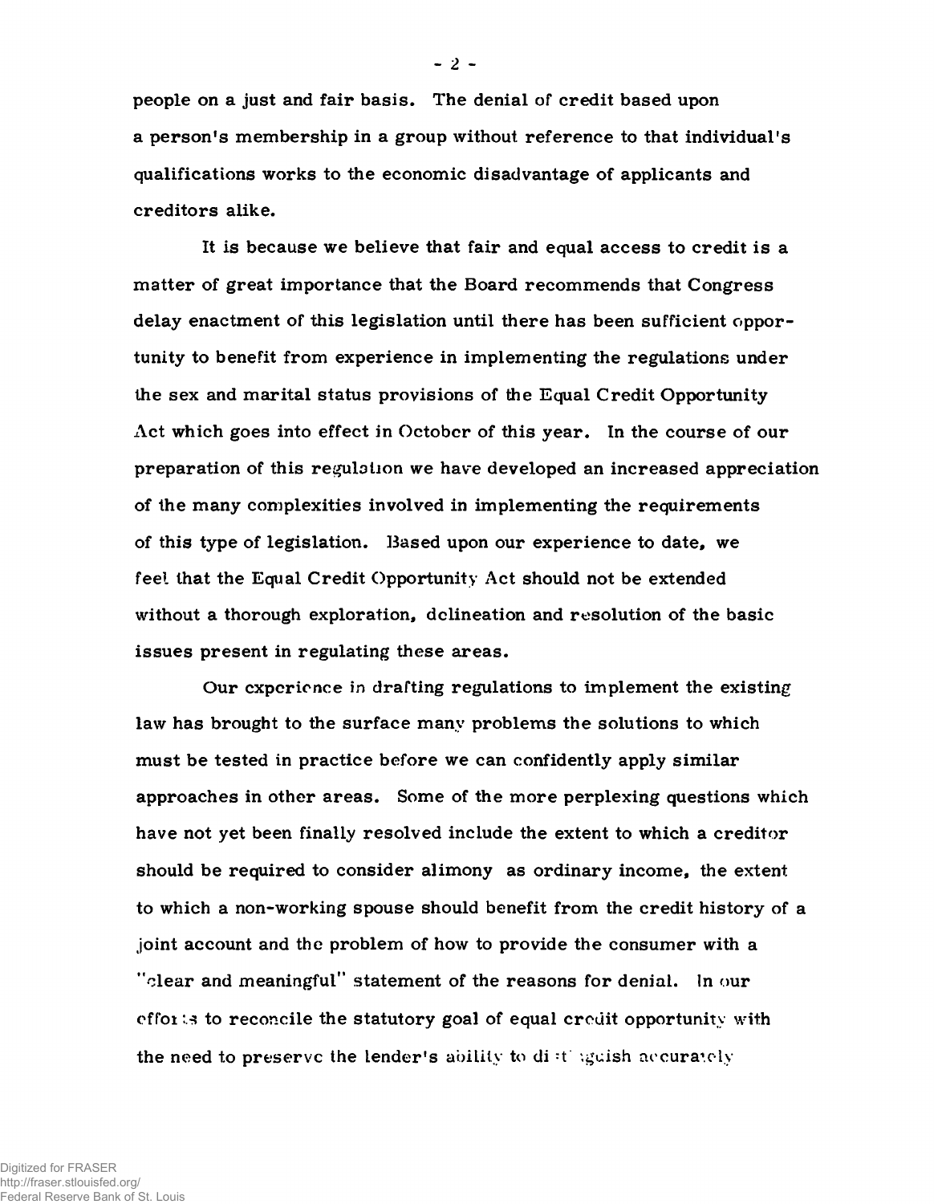people on a just and fair basis. The denial of credit based upon a person's membership in a group without reference to that individual's qualifications works to the economic disadvantage of applicants and creditors alike.

It is because we believe that fair and equal access to credit is a matter of great importance that the Board recommends that Congress delay enactment of this legislation until there has been sufficient opportunity to benefit from experience in implementing the regulations under the sex and marital status provisions of the Equal Credit Opportunity Act which goes into effect in October of this year. In the course of our preparation of this regulation we have developed an increased appreciation of the many complexities involved in implementing the requirements of this type of legislation. Based upon our experience to date, we feel that the Equal Credit Opportunity Act should not be extended without a thorough exploration, delineation and resolution of the basic issues present in regulating these areas.

Our experience in drafting regulations to implement the existing law has brought to the surface many problems the solutions to which must be tested in practice before we can confidently apply similar approaches in other areas. Some of the more perplexing questions which have not yet been finally resolved include the extent to which a creditor should be required to consider alimony as ordinary income, the extent to which a non-working spouse should benefit from the credit history of a joint account and the problem of how to provide the consumer with a "clear and meaningful" statement of the reasons for denial. In our efforts to reconcile the statutory goal of equal credit opportunity with the need to preserve the lender's ability to distinguish accurately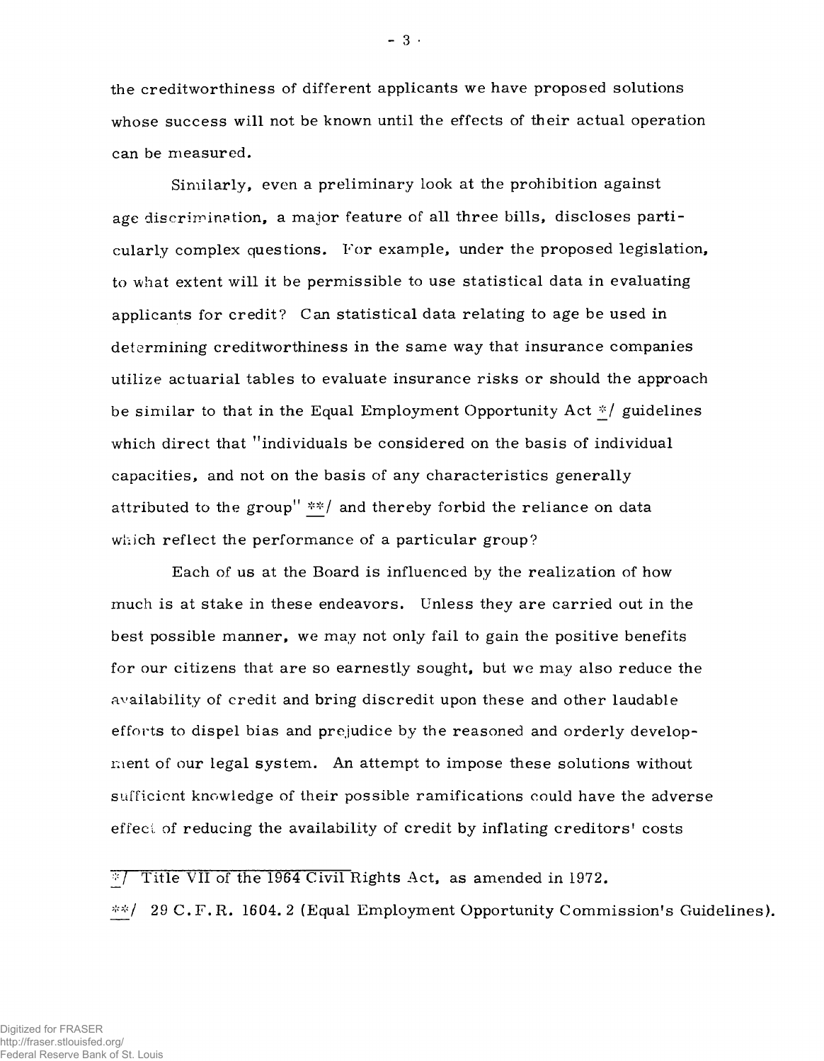the creditworthiness of different applicants we have proposed solutions whose success will not be known until the effects of their actual operation can be measured.

Similarly, even a preliminary look at the prohibition against age discrimination, a major feature of all three bills, discloses particularly complex questions. For example, under the proposed legislation, to what extent will it be permissible to use statistical data in evaluating applicants for credit? Can statistical data relating to age be used in determining creditworthiness in the same way that insurance companies utilize actuarial tables to evaluate insurance risks or should the approach be similar to that in the Equal Employment Opportunity Act */ guidelines which direct that "individuals be considered on the basis of individual capacities, and not on the basis of any characteristics generally attributed to the group" **/ and thereby forbid the reliance on data which reflect the performance of a particular group?

Each of us at the Board is influenced by the realization of how much is at stake in these endeavors. Unless they are carried out in the best possible manner, we may not only fail to gain the positive benefits for our citizens that are so earnestly sought, but we may also reduce the availability of credit and bring discredit upon these and other laudable efforts to dispel bias and prejudice by the reasoned and orderly development of our legal system. An attempt to impose these solutions without sufficient knowledge of their possible ramifications could have the adverse effect of reducing the availability of credit by inflating creditors' costs

---

*/ Title VII of the 1964 Civil Rights Act, as amended in 1972.

**/ 29 C.F.R. 1604.2 (Equal Employment Opportunity Commission's Guidelines).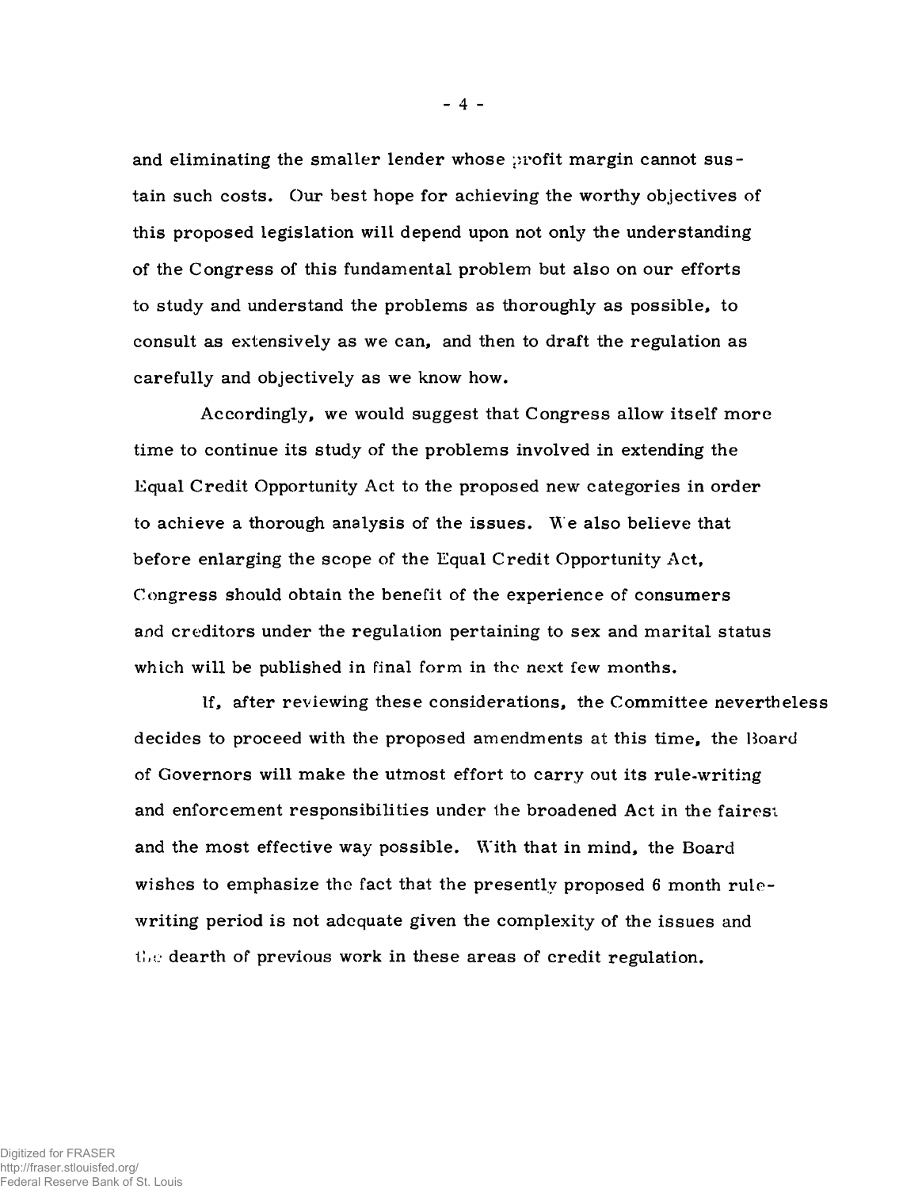and eliminating the smaller lender whose profit margin cannot sustain such costs. Our best hope for achieving the worthy objectives of this proposed legislation will depend upon not only the understanding of the Congress of this fundamental problem but also on our efforts to study and understand the problems as thoroughly as possible, to consult as extensively as we can, and then to draft the regulation as carefully and objectively as we know how.

Accordingly, we would suggest that Congress allow itself more time to continue its study of the problems involved in extending the Equal Credit Opportunity Act to the proposed new categories in order to achieve a thorough analysis of the issues. We also believe that before enlarging the scope of the Equal Credit Opportunity Act, Congress should obtain the benefit of the experience of consumers and creditors under the regulation pertaining to sex and marital status which will be published in final form in the next few months.

If, after reviewing these considerations, the Committee nevertheless decides to proceed with the proposed amendments at this time, the Board of Governors will make the utmost effort to carry out its rule-writing and enforcement responsibilities under the broadened Act in the fairest and the most effective way possible. With that in mind, the Board wishes to emphasize the fact that the presently proposed 6 month rule-writing period is not adequate given the complexity of the issues and the dearth of previous work in these areas of credit regulation.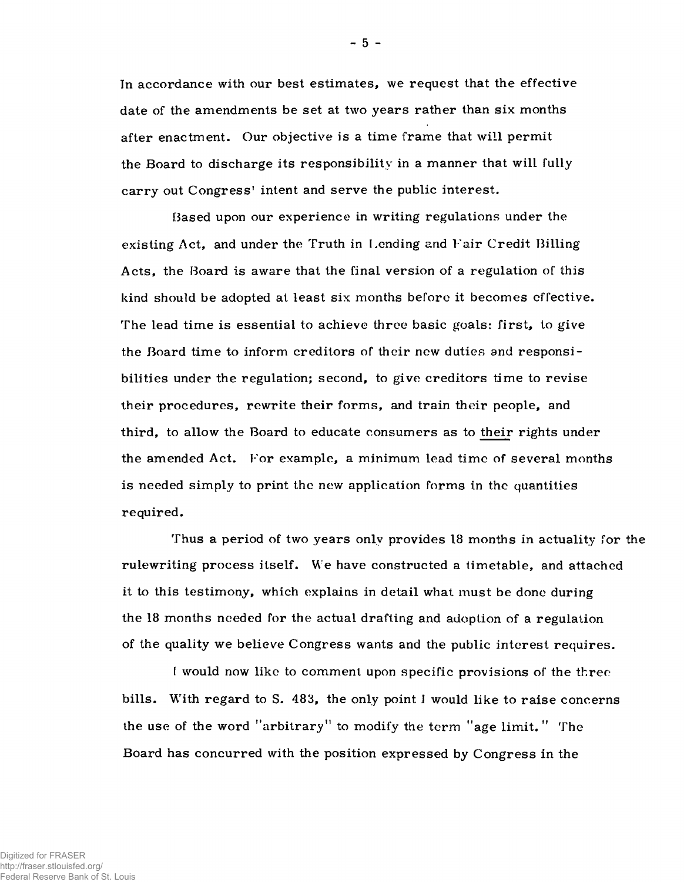In accordance with our best estimates, we request that the effective date of the amendments be set at two years rather than six months after enactment. Our objective is a time frame that will permit the Board to discharge its responsibility in a manner that will fully carry out Congress' intent and serve the public interest.

Based upon our experience in writing regulations under the existing Act, and under the Truth in Lending and Fair Credit Billing Acts, the Board is aware that the final version of a regulation of this kind should be adopted at least six months before it becomes effective. The lead time is essential to achieve three basic goals: first, to give the Board time to inform creditors of their new duties and responsibilities under the regulation; second, to give creditors time to revise their procedures, rewrite their forms, and train their people, and third, to allow the Board to educate consumers as to their rights under the amended Act. For example, a minimum lead time of several months is needed simply to print the new application forms in the quantities required.

Thus a period of two years only provides 18 months in actuality for the rulewriting process itself. We have constructed a timetable, and attached it to this testimony, which explains in detail what must be done during the 18 months needed for the actual drafting and adoption of a regulation of the quality we believe Congress wants and the public interest requires.

I would now like to comment upon specific provisions of the three bills. With regard to S. 483, the only point I would like to raise concerns the use of the word "arbitrary" to modify the term "age limit." The Board has concurred with the position expressed by Congress in the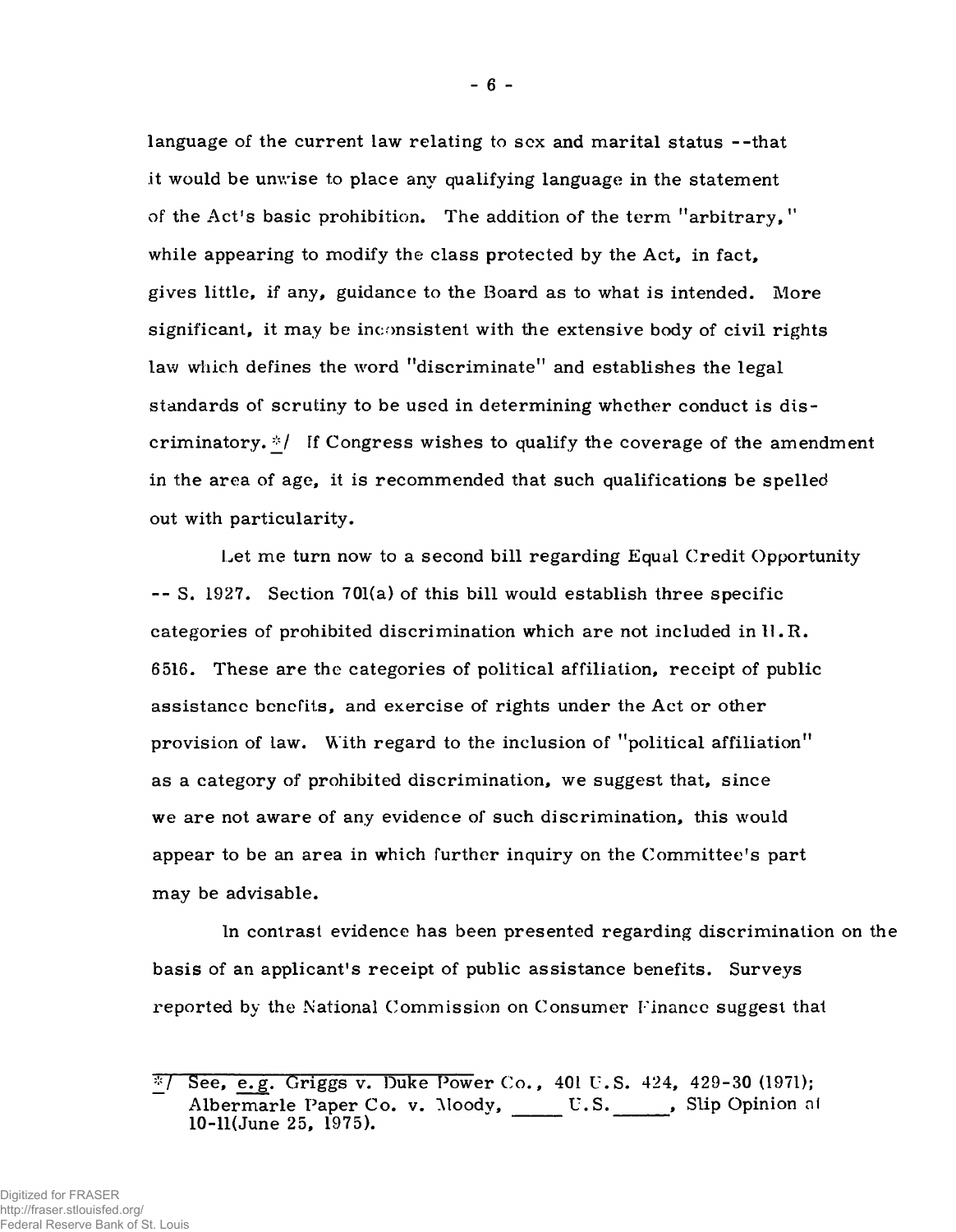language of the current law relating to sex and marital status --that it would be unwise to place any qualifying language in the statement of the Act's basic prohibition. The addition of the term "arbitrary," while appearing to modify the class protected by the Act, in fact, gives little, if any, guidance to the Board as to what is intended. More significant, it may be inconsistent with the extensive body of civil rights law which defines the word "discriminate" and establishes the legal standards of scrutiny to be used in determining whether conduct is discriminatory.*/ If Congress wishes to qualify the coverage of the amendment in the area of age, it is recommended that such qualifications be spelled out with particularity.

Let me turn now to a second bill regarding Equal Credit Opportunity -- S. 1927. Section 701(a) of this bill would establish three specific categories of prohibited discrimination which are not included in H.R. 6516. These are the categories of political affiliation, receipt of public assistance benefits, and exercise of rights under the Act or other provision of law. With regard to the inclusion of "political affiliation" as a category of prohibited discrimination, we suggest that, since we are not aware of any evidence of such discrimination, this would appear to be an area in which further inquiry on the Committee's part may be advisable.

In contrast evidence has been presented regarding discrimination on the basis of an applicant's receipt of public assistance benefits. Surveys reported by the National Commission on Consumer Finance suggest that

---

*/ See, *e.g.* Griggs v. Duke Power Co., 401 U.S. 424, 429-30 (1971); Albermarle Paper Co. v. Moody, _____ U.S. _____, Slip Opinion at 10-11(June 25, 1975).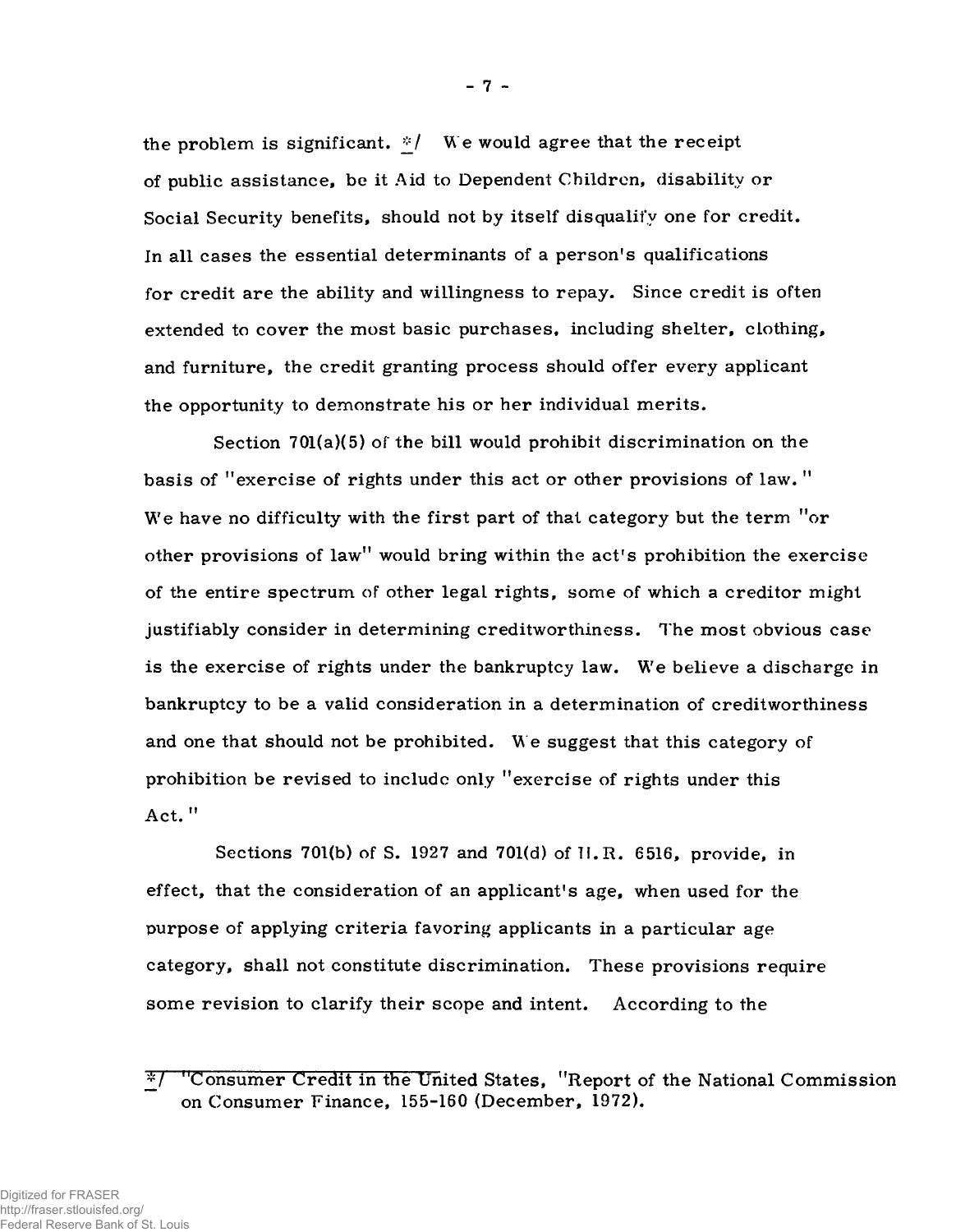the problem is significant. */ We would agree that the receipt of public assistance, be it Aid to Dependent Children, disability or Social Security benefits, should not by itself disqualify one for credit. In all cases the essential determinants of a person's qualifications for credit are the ability and willingness to repay. Since credit is often extended to cover the most basic purchases, including shelter, clothing, and furniture, the credit granting process should offer every applicant the opportunity to demonstrate his or her individual merits.

Section 701(a)(5) of the bill would prohibit discrimination on the basis of "exercise of rights under this act or other provisions of law." We have no difficulty with the first part of that category but the term "or other provisions of law" would bring within the act's prohibition the exercise of the entire spectrum of other legal rights, some of which a creditor might justifiably consider in determining creditworthiness. The most obvious case is the exercise of rights under the bankruptcy law. We believe a discharge in bankruptcy to be a valid consideration in a determination of creditworthiness and one that should not be prohibited. We suggest that this category of prohibition be revised to include only "exercise of rights under this Act."

Sections 701(b) of S. 1927 and 701(d) of H.R. 6516, provide, in effect, that the consideration of an applicant's age, when used for the purpose of applying criteria favoring applicants in a particular age category, shall not constitute discrimination. These provisions require some revision to clarify their scope and intent. According to the

---

*/ "Consumer Credit in the United States, "Report of the National Commission on Consumer Finance, 155-160 (December, 1972).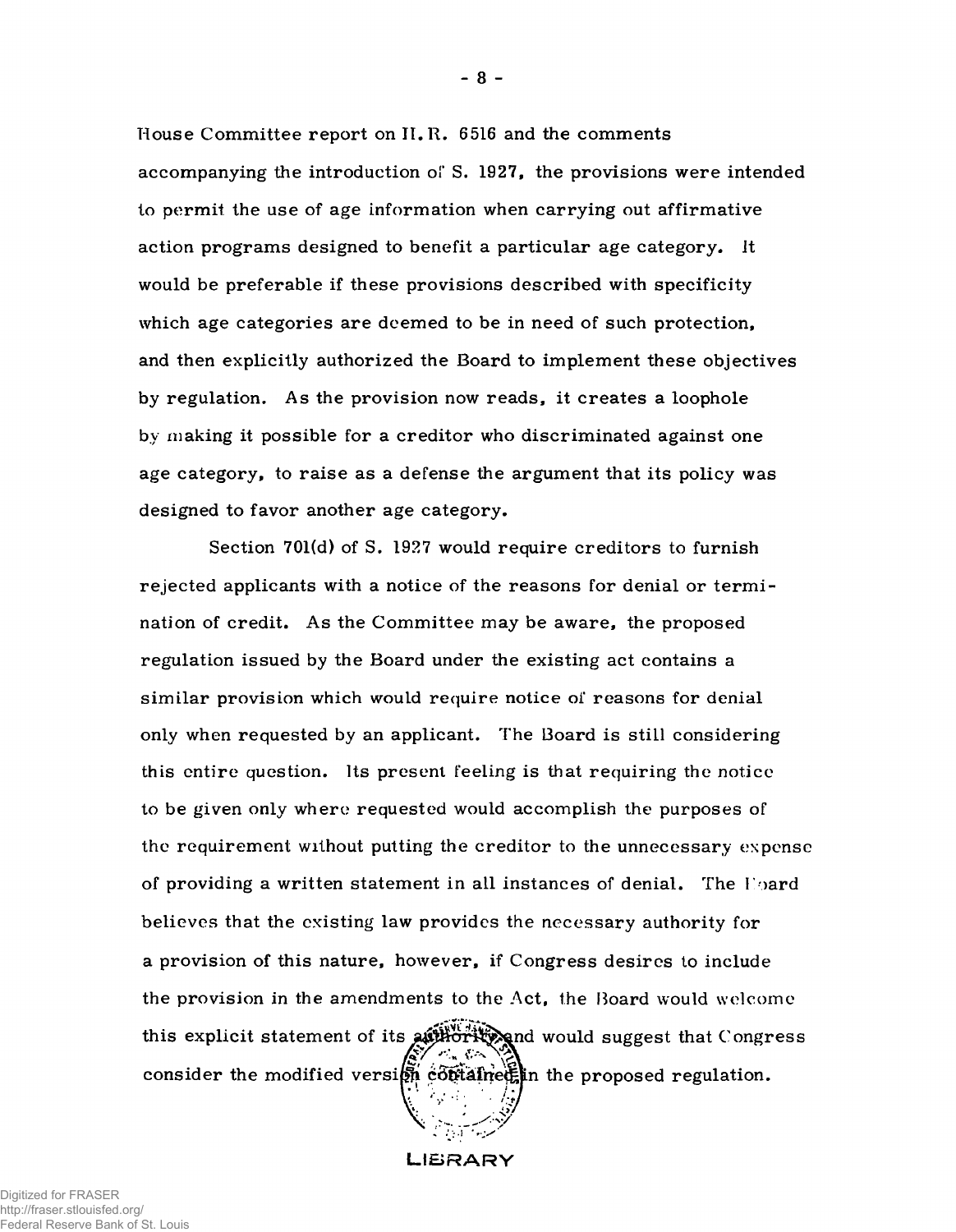House Committee report on H. R. 6516 and the comments accompanying the introduction of S. 1927, the provisions were intended to permit the use of age information when carrying out affirmative action programs designed to benefit a particular age category. It would be preferable if these provisions described with specificity which age categories are deemed to be in need of such protection, and then explicitly authorized the Board to implement these objectives by regulation. As the provision now reads, it creates a loophole by making it possible for a creditor who discriminated against one age category, to raise as a defense the argument that its policy was designed to favor another age category.

Section 701(d) of S. 1927 would require creditors to furnish rejected applicants with a notice of the reasons for denial or termination of credit. As the Committee may be aware, the proposed regulation issued by the Board under the existing act contains a similar provision which would require notice of reasons for denial only when requested by an applicant. The Board is still considering this entire question. Its present feeling is that requiring the notice to be given only where requested would accomplish the purposes of the requirement without putting the creditor to the unnecessary expense of providing a written statement in all instances of denial. The Board believes that the existing law provides the necessary authority for a provision of this nature, however, if Congress desires to include the provision in the amendments to the Act, the Board would welcome this explicit statement of its authority and would suggest that Congress consider the modified version contained in the proposed regulation.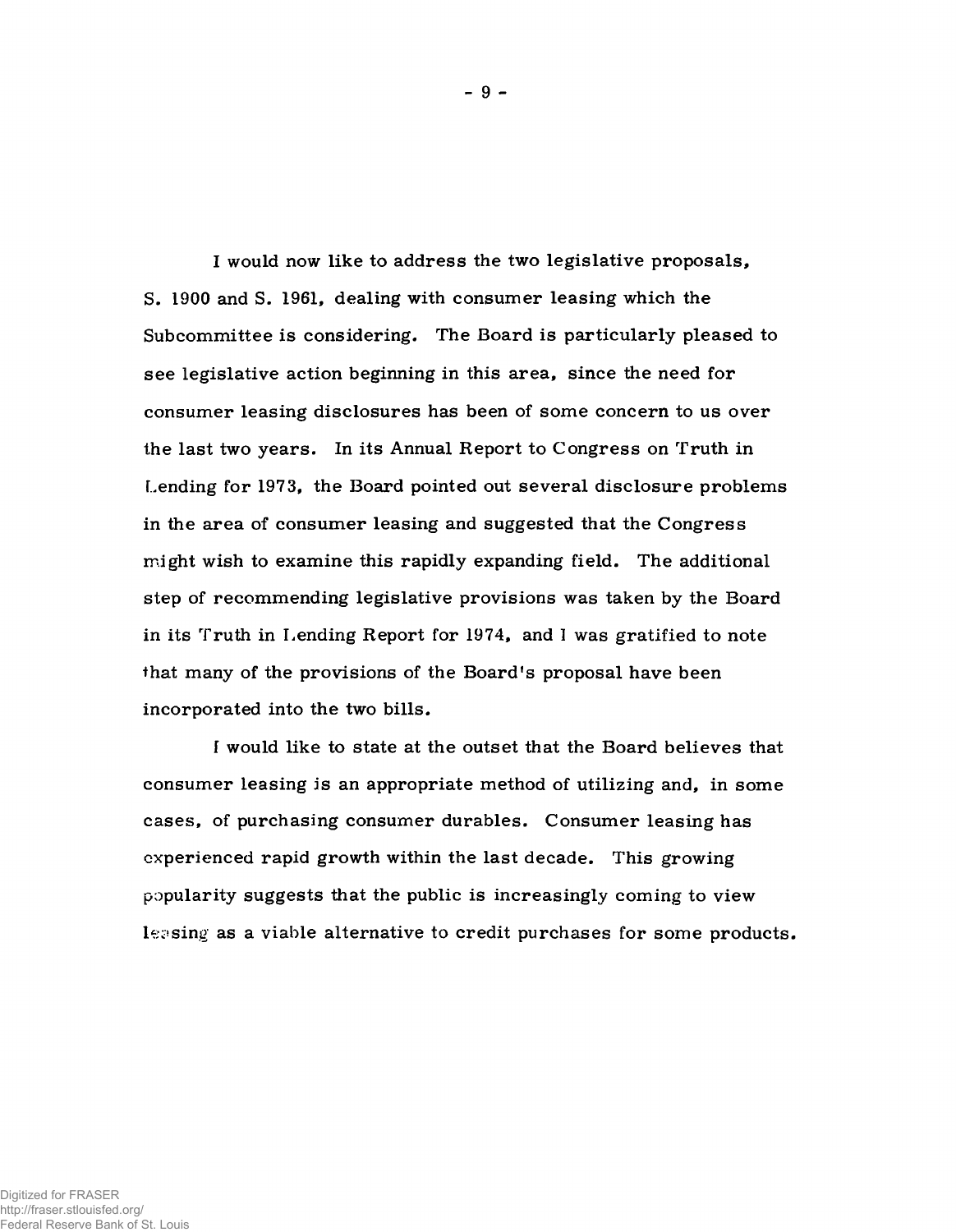I would now like to address the two legislative proposals, S. 1900 and S. 1961, dealing with consumer leasing which the Subcommittee is considering. The Board is particularly pleased to see legislative action beginning in this area, since the need for consumer leasing disclosures has been of some concern to us over the last two years. In its Annual Report to Congress on Truth in Lending for 1973, the Board pointed out several disclosure problems in the area of consumer leasing and suggested that the Congress might wish to examine this rapidly expanding field. The additional step of recommending legislative provisions was taken by the Board in its Truth in Lending Report for 1974, and I was gratified to note that many of the provisions of the Board's proposal have been incorporated into the two bills.

I would like to state at the outset that the Board believes that consumer leasing is an appropriate method of utilizing and, in some cases, of purchasing consumer durables. Consumer leasing has experienced rapid growth within the last decade. This growing popularity suggests that the public is increasingly coming to view leasing as a viable alternative to credit purchases for some products.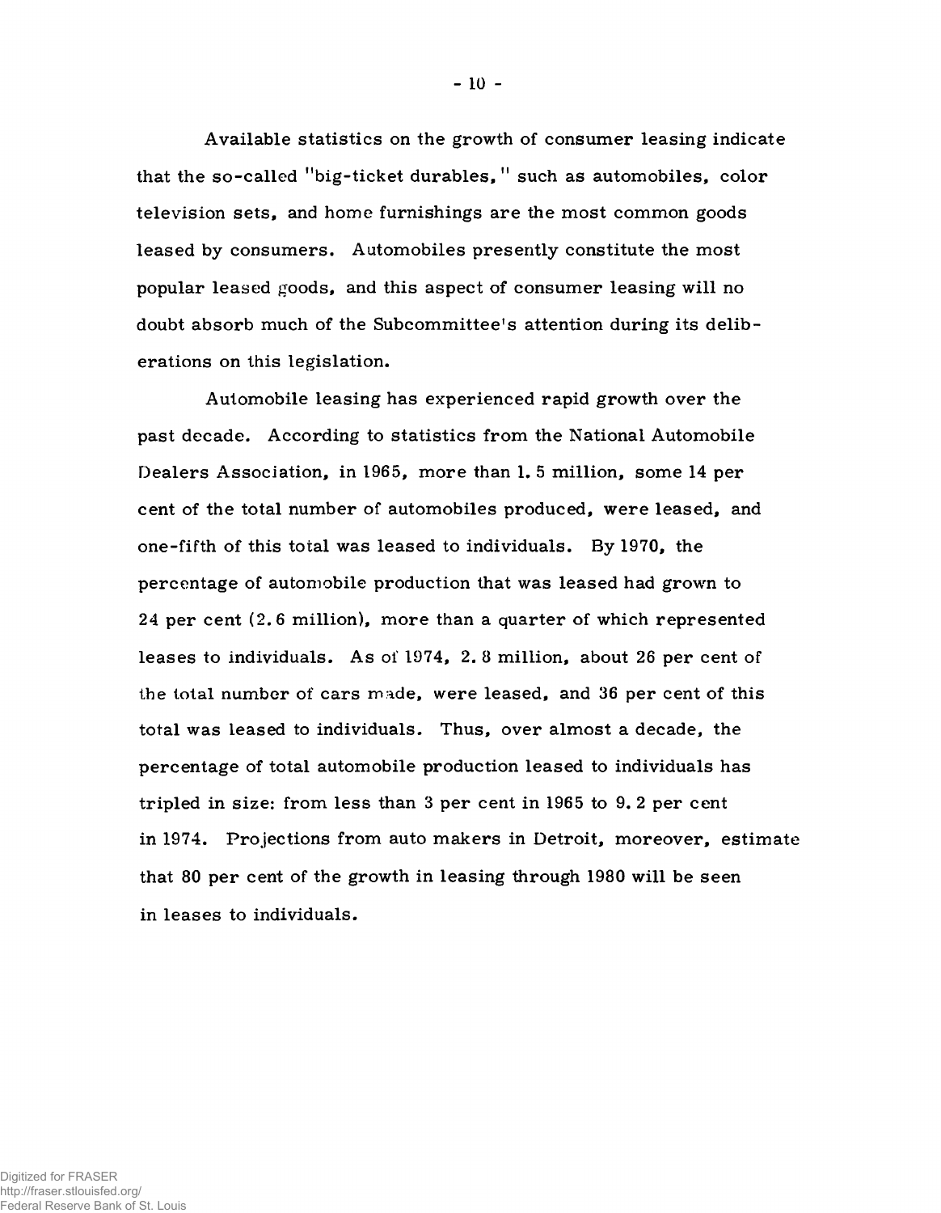Available statistics on the growth of consumer leasing indicate that the so-called "big-ticket durables," such as automobiles, color television sets, and home furnishings are the most common goods leased by consumers. Automobiles presently constitute the most popular leased goods, and this aspect of consumer leasing will no doubt absorb much of the Subcommittee's attention during its deliberations on this legislation.

Automobile leasing has experienced rapid growth over the past decade. According to statistics from the National Automobile Dealers Association, in 1965, more than 1.5 million, some 14 per cent of the total number of automobiles produced, were leased, and one-fifth of this total was leased to individuals. By 1970, the percentage of automobile production that was leased had grown to 24 per cent (2.6 million), more than a quarter of which represented leases to individuals. As of 1974, 2.8 million, about 26 per cent of the total number of cars made, were leased, and 36 per cent of this total was leased to individuals. Thus, over almost a decade, the percentage of total automobile production leased to individuals has tripled in size: from less than 3 per cent in 1965 to 9.2 per cent in 1974. Projections from auto makers in Detroit, moreover, estimate that 80 per cent of the growth in leasing through 1980 will be seen in leases to individuals.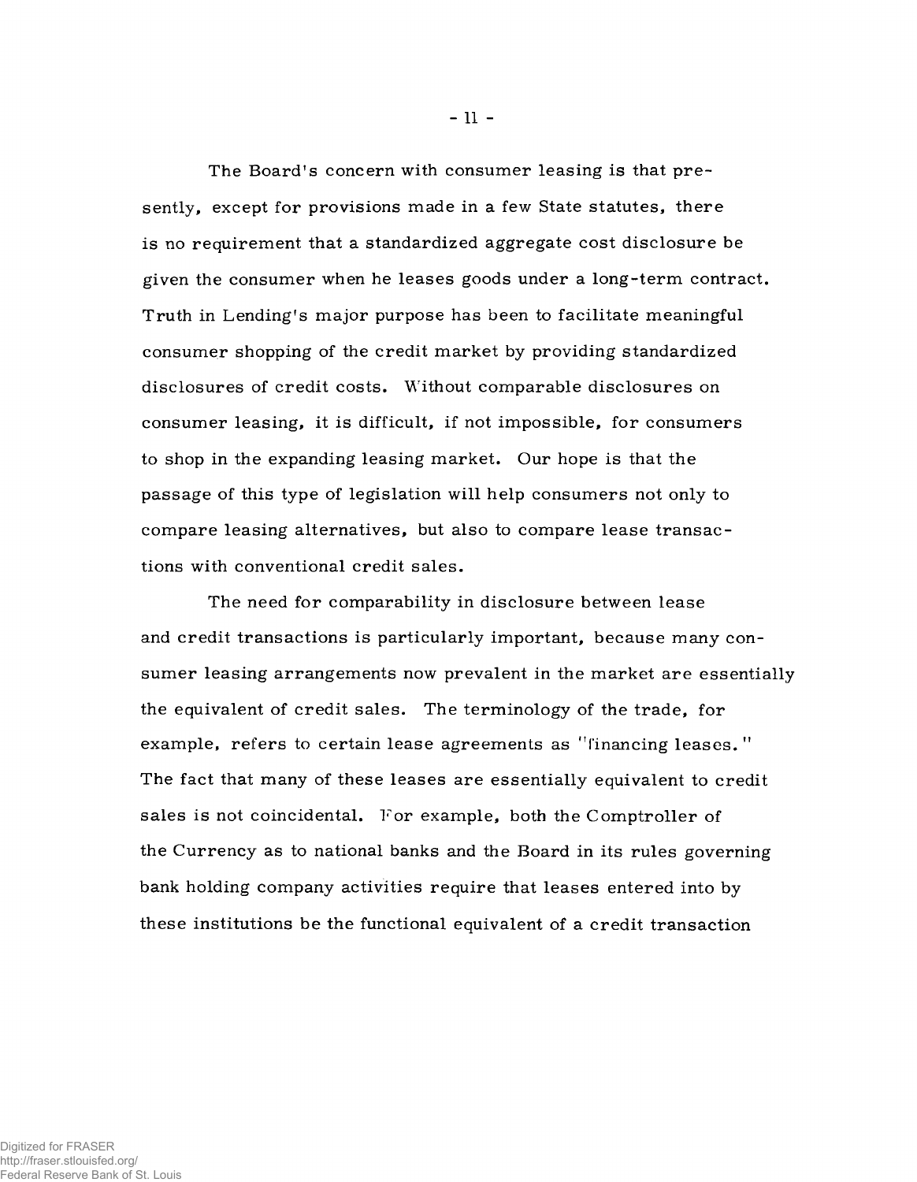The Board's concern with consumer leasing is that presently, except for provisions made in a few State statutes, there is no requirement that a standardized aggregate cost disclosure be given the consumer when he leases goods under a long-term contract. Truth in Lending's major purpose has been to facilitate meaningful consumer shopping of the credit market by providing standardized disclosures of credit costs. Without comparable disclosures on consumer leasing, it is difficult, if not impossible, for consumers to shop in the expanding leasing market. Our hope is that the passage of this type of legislation will help consumers not only to compare leasing alternatives, but also to compare lease transactions with conventional credit sales.

The need for comparability in disclosure between lease and credit transactions is particularly important, because many consumer leasing arrangements now prevalent in the market are essentially the equivalent of credit sales. The terminology of the trade, for example, refers to certain lease agreements as "financing leases." The fact that many of these leases are essentially equivalent to credit sales is not coincidental. For example, both the Comptroller of the Currency as to national banks and the Board in its rules governing bank holding company activities require that leases entered into by these institutions be the functional equivalent of a credit transaction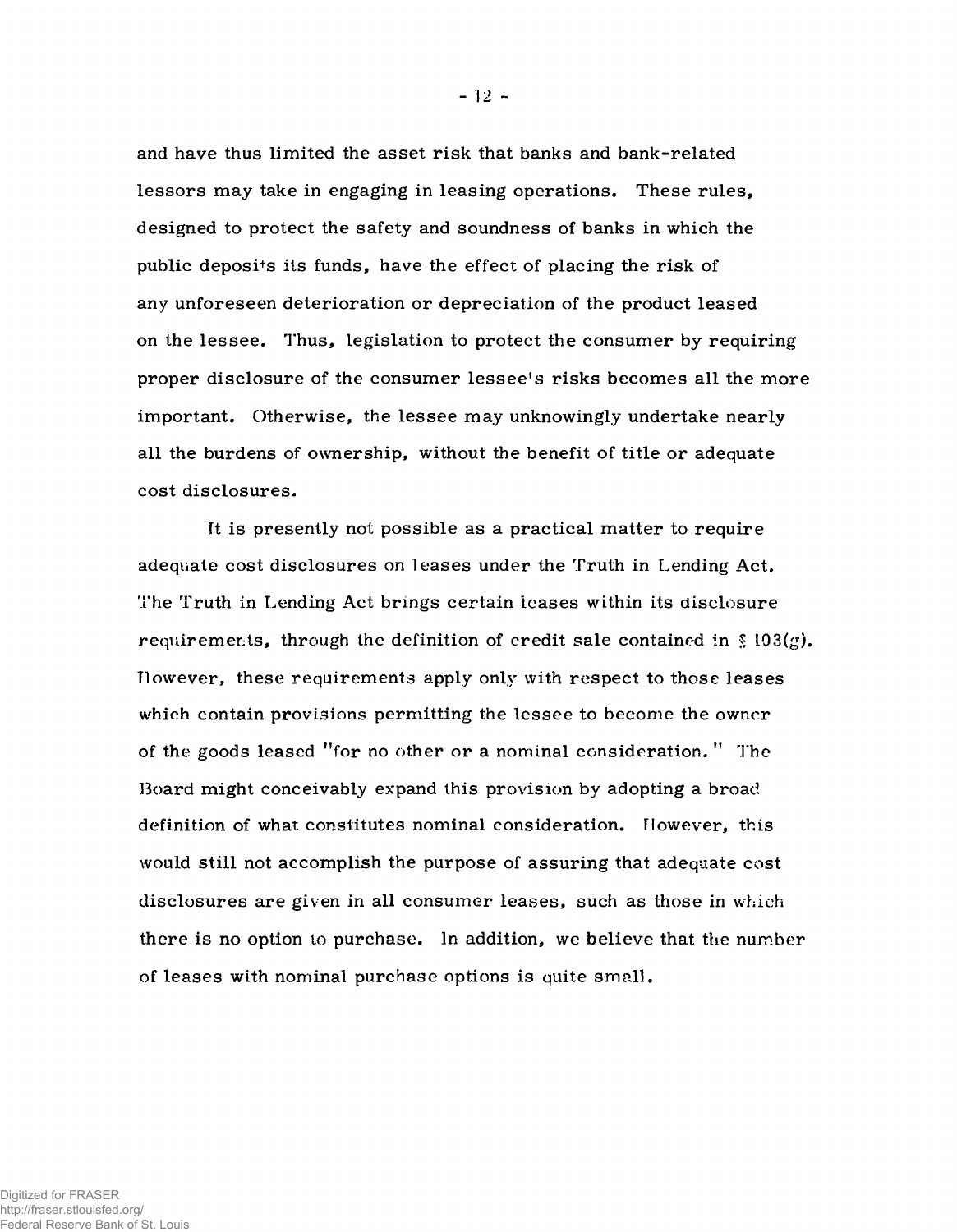and have thus limited the asset risk that banks and bank-related lessors may take in engaging in leasing operations. These rules, designed to protect the safety and soundness of banks in which the public deposits its funds, have the effect of placing the risk of any unforeseen deterioration or depreciation of the product leased on the lessee. Thus, legislation to protect the consumer by requiring proper disclosure of the consumer lessee's risks becomes all the more important. Otherwise, the lessee may unknowingly undertake nearly all the burdens of ownership, without the benefit of title or adequate cost disclosures.

It is presently not possible as a practical matter to require adequate cost disclosures on leases under the Truth in Lending Act. The Truth in Lending Act brings certain leases within its disclosure requirements, through the definition of credit sale contained in § 103(g). However, these requirements apply only with respect to those leases which contain provisions permitting the lessee to become the owner of the goods leased "for no other or a nominal consideration." The Board might conceivably expand this provision by adopting a broad definition of what constitutes nominal consideration. However, this would still not accomplish the purpose of assuring that adequate cost disclosures are given in all consumer leases, such as those in which there is no option to purchase. In addition, we believe that the number of leases with nominal purchase options is quite small.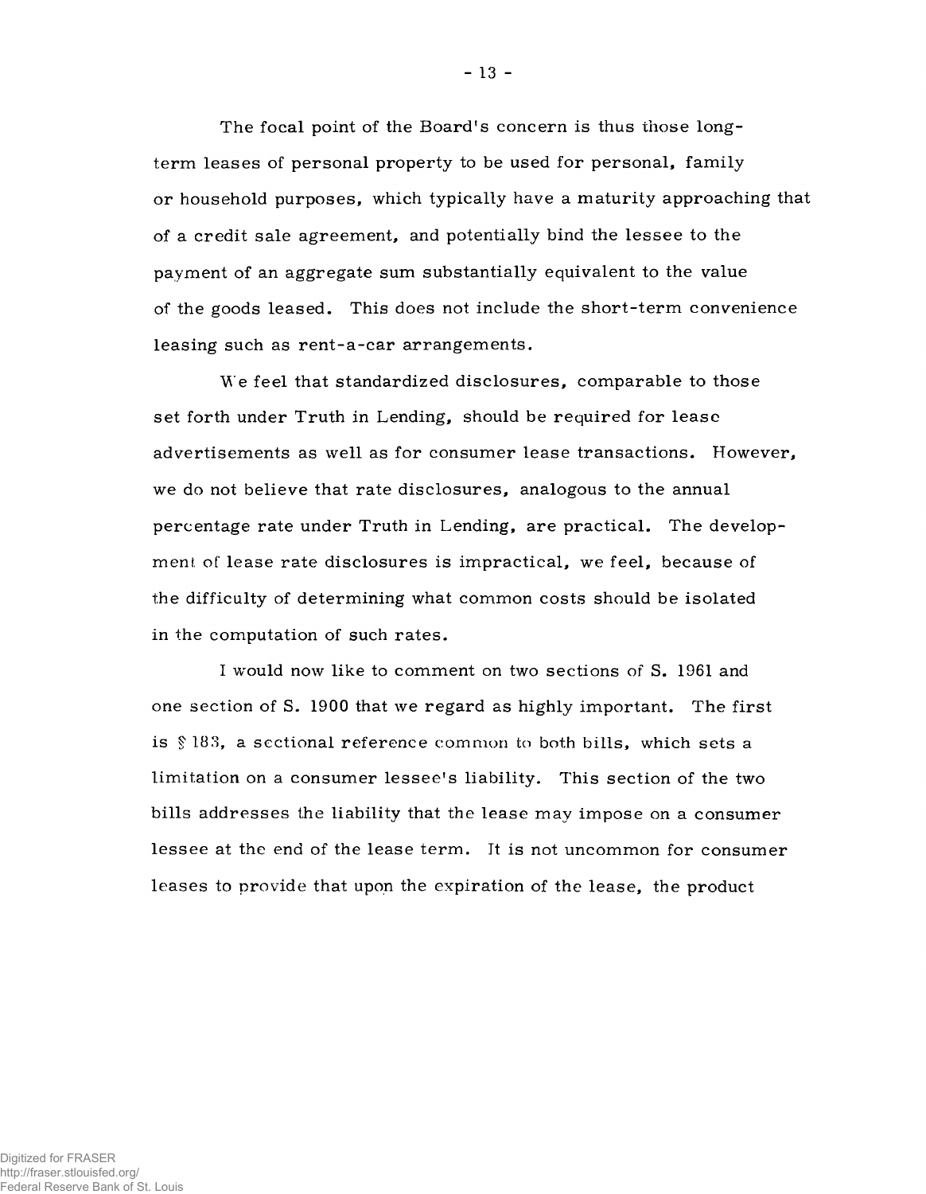The focal point of the Board's concern is thus those long-term leases of personal property to be used for personal, family or household purposes, which typically have a maturity approaching that of a credit sale agreement, and potentially bind the lessee to the payment of an aggregate sum substantially equivalent to the value of the goods leased. This does not include the short-term convenience leasing such as rent-a-car arrangements.

We feel that standardized disclosures, comparable to those set forth under Truth in Lending, should be required for lease advertisements as well as for consumer lease transactions. However, we do not believe that rate disclosures, analogous to the annual percentage rate under Truth in Lending, are practical. The development of lease rate disclosures is impractical, we feel, because of the difficulty of determining what common costs should be isolated in the computation of such rates.

I would now like to comment on two sections of S. 1961 and one section of S. 1900 that we regard as highly important. The first is § 183, a sectional reference common to both bills, which sets a limitation on a consumer lessee's liability. This section of the two bills addresses the liability that the lease may impose on a consumer lessee at the end of the lease term. It is not uncommon for consumer leases to provide that upon the expiration of the lease, the product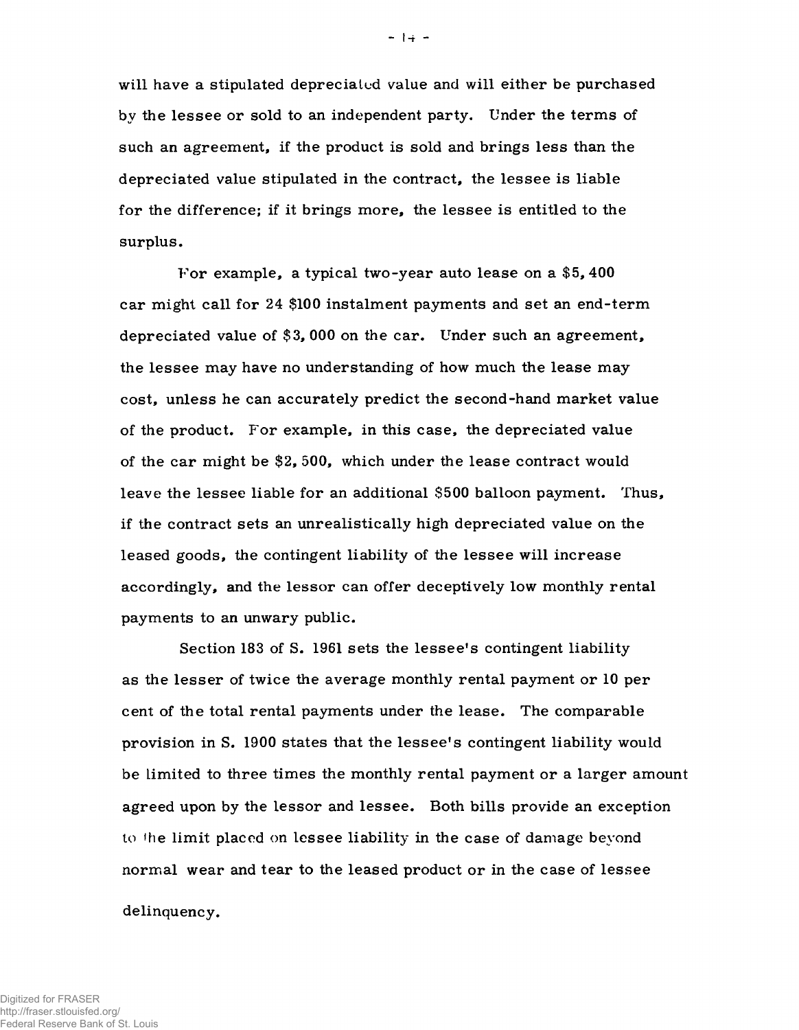will have a stipulated depreciated value and will either be purchased by the lessee or sold to an independent party. Under the terms of such an agreement, if the product is sold and brings less than the depreciated value stipulated in the contract, the lessee is liable for the difference; if it brings more, the lessee is entitled to the surplus.

For example, a typical two-year auto lease on a $5,400 car might call for 24 $100 instalment payments and set an end-term depreciated value of $3,000 on the car. Under such an agreement, the lessee may have no understanding of how much the lease may cost, unless he can accurately predict the second-hand market value of the product. For example, in this case, the depreciated value of the car might be $2,500, which under the lease contract would leave the lessee liable for an additional $500 balloon payment. Thus, if the contract sets an unrealistically high depreciated value on the leased goods, the contingent liability of the lessee will increase accordingly, and the lessor can offer deceptively low monthly rental payments to an unwary public.

Section 183 of S. 1961 sets the lessee's contingent liability as the lesser of twice the average monthly rental payment or 10 per cent of the total rental payments under the lease. The comparable provision in S. 1900 states that the lessee's contingent liability would be limited to three times the monthly rental payment or a larger amount agreed upon by the lessor and lessee. Both bills provide an exception to the limit placed on lessee liability in the case of damage beyond normal wear and tear to the leased product or in the case of lessee delinquency.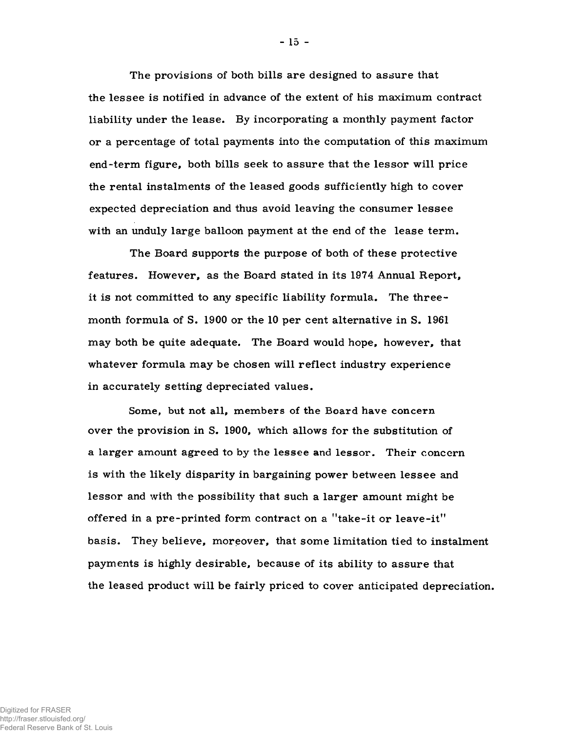The provisions of both bills are designed to assure that the lessee is notified in advance of the extent of his maximum contract liability under the lease. By incorporating a monthly payment factor or a percentage of total payments into the computation of this maximum end-term figure, both bills seek to assure that the lessor will price the rental instalments of the leased goods sufficiently high to cover expected depreciation and thus avoid leaving the consumer lessee with an unduly large balloon payment at the end of the lease term.

The Board supports the purpose of both of these protective features. However, as the Board stated in its 1974 Annual Report, it is not committed to any specific liability formula. The three-month formula of S. 1900 or the 10 per cent alternative in S. 1961 may both be quite adequate. The Board would hope, however, that whatever formula may be chosen will reflect industry experience in accurately setting depreciated values.

Some, but not all, members of the Board have concern over the provision in S. 1900, which allows for the substitution of a larger amount agreed to by the lessee and lessor. Their concern is with the likely disparity in bargaining power between lessee and lessor and with the possibility that such a larger amount might be offered in a pre-printed form contract on a "take-it or leave-it" basis. They believe, moreover, that some limitation tied to instalment payments is highly desirable, because of its ability to assure that the leased product will be fairly priced to cover anticipated depreciation.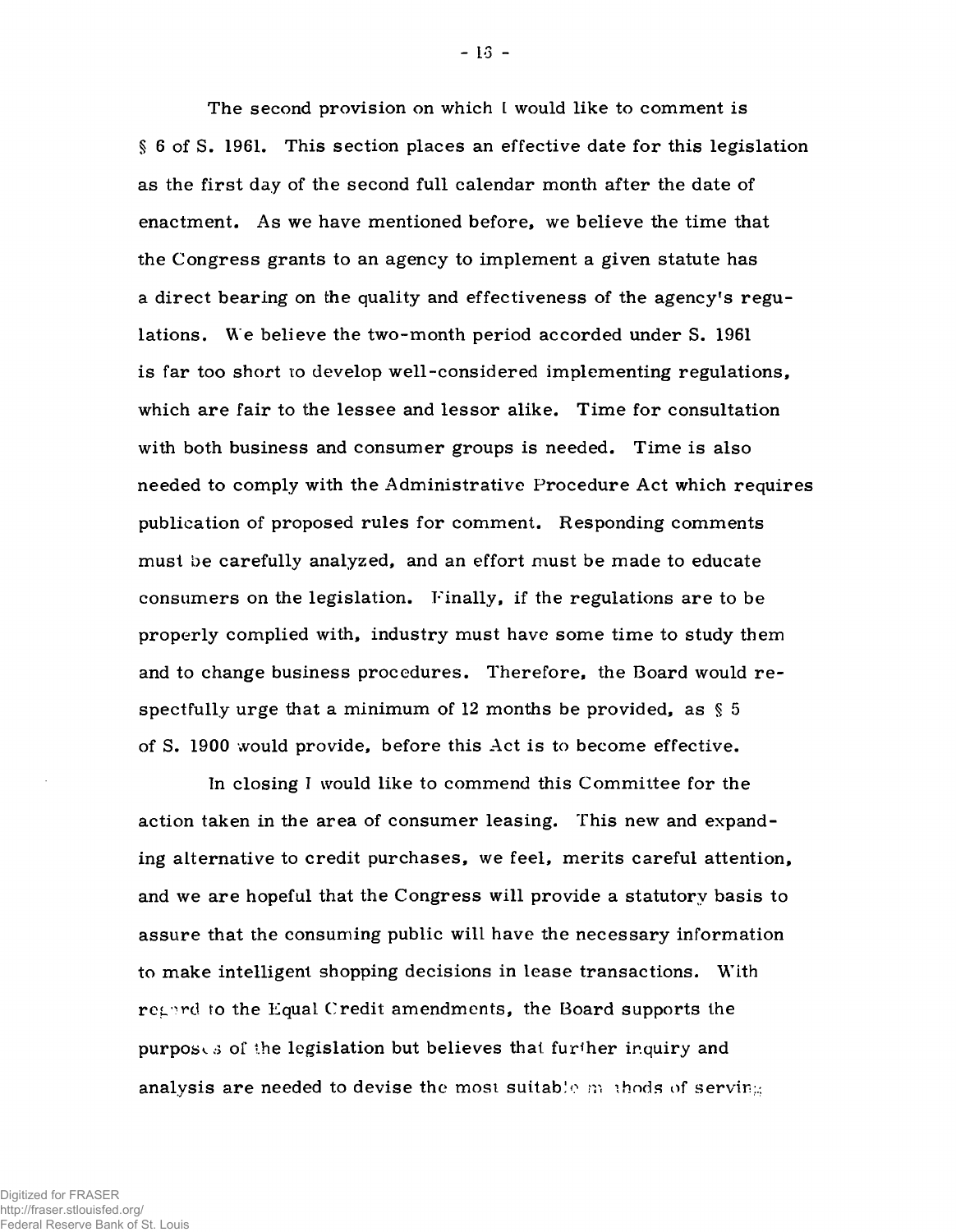The second provision on which I would like to comment is § 6 of S. 1961. This section places an effective date for this legislation as the first day of the second full calendar month after the date of enactment. As we have mentioned before, we believe the time that the Congress grants to an agency to implement a given statute has a direct bearing on the quality and effectiveness of the agency's regulations. We believe the two-month period accorded under S. 1961 is far too short to develop well-considered implementing regulations, which are fair to the lessee and lessor alike. Time for consultation with both business and consumer groups is needed. Time is also needed to comply with the Administrative Procedure Act which requires publication of proposed rules for comment. Responding comments must be carefully analyzed, and an effort must be made to educate consumers on the legislation. Finally, if the regulations are to be properly complied with, industry must have some time to study them and to change business procedures. Therefore, the Board would respectfully urge that a minimum of 12 months be provided, as § 5 of S. 1900 would provide, before this Act is to become effective.

In closing I would like to commend this Committee for the action taken in the area of consumer leasing. This new and expanding alternative to credit purchases, we feel, merits careful attention, and we are hopeful that the Congress will provide a statutory basis to assure that the consuming public will have the necessary information to make intelligent shopping decisions in lease transactions. With regard to the Equal Credit amendments, the Board supports the purposes of the legislation but believes that further inquiry and analysis are needed to devise the most suitable methods of serving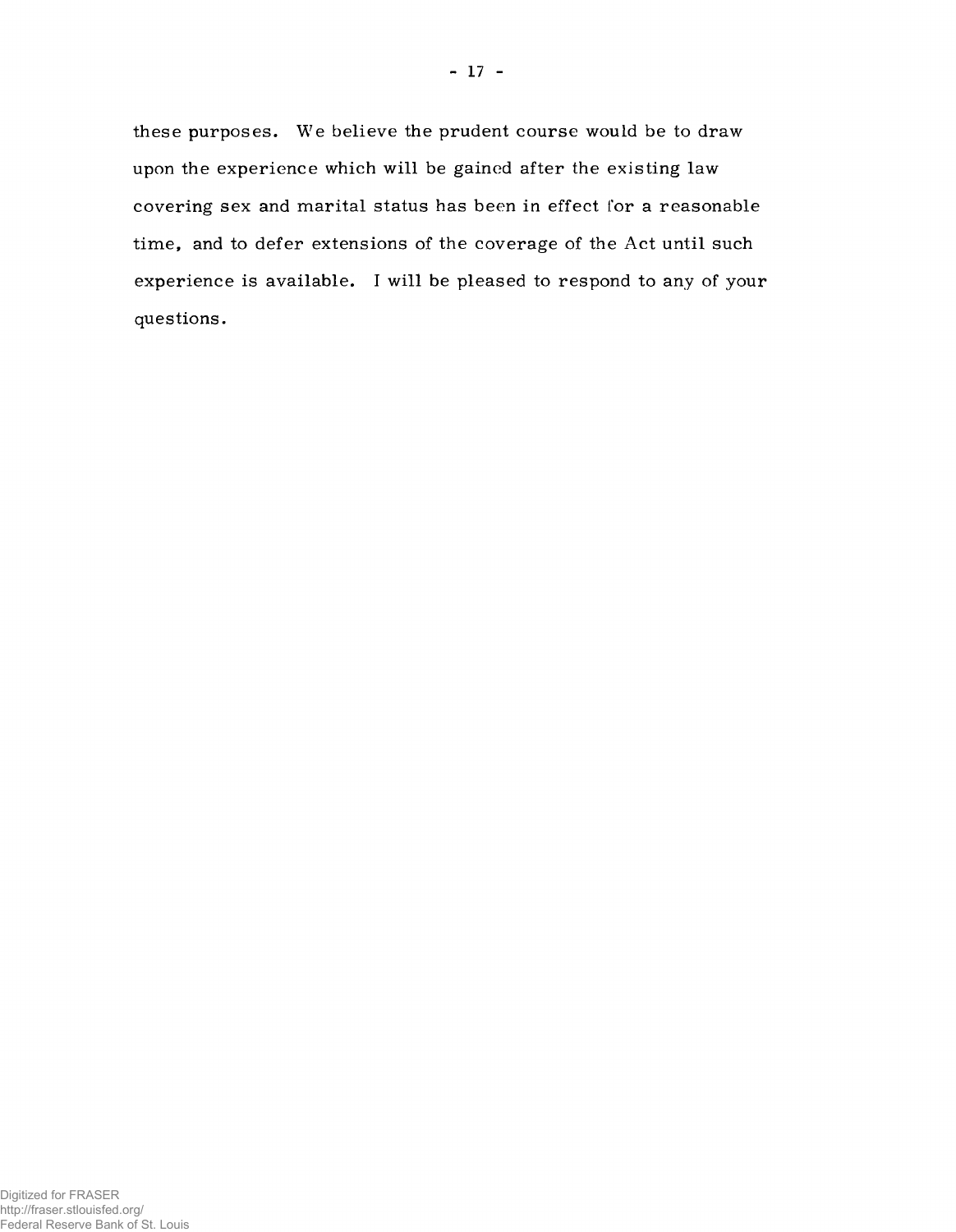these purposes. We believe the prudent course would be to draw upon the experience which will be gained after the existing law covering sex and marital status has been in effect for a reasonable time, and to defer extensions of the coverage of the Act until such experience is available. I will be pleased to respond to any of your questions.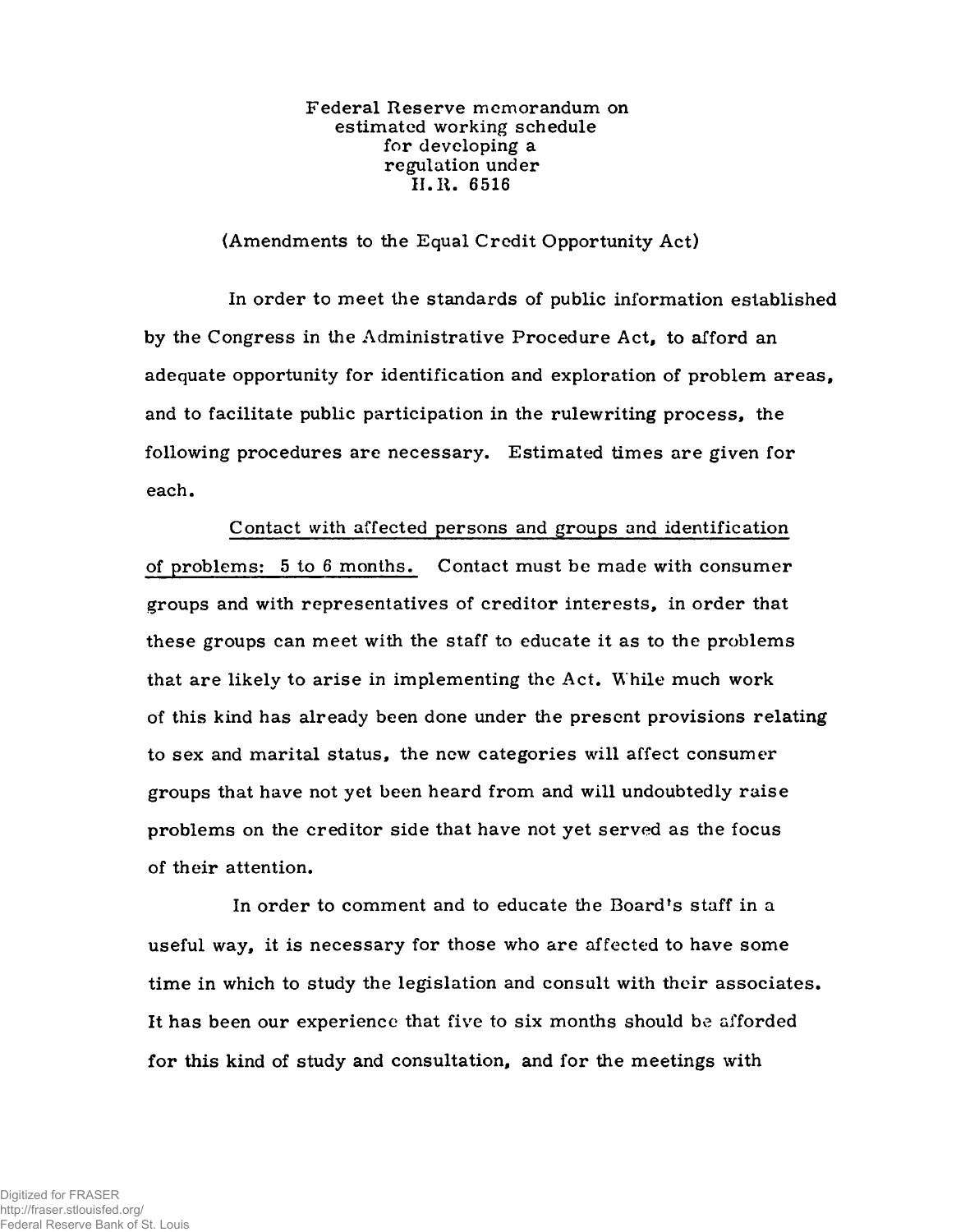Federal Reserve memorandum on estimated working schedule for developing a regulation under H.R. 6516

(Amendments to the Equal Credit Opportunity Act)

In order to meet the standards of public information established by the Congress in the Administrative Procedure Act, to afford an adequate opportunity for identification and exploration of problem areas, and to facilitate public participation in the rulewriting process, the following procedures are necessary. Estimated times are given for each.

Contact with affected persons and groups and identification of problems: 5 to 6 months. Contact must be made with consumer groups and with representatives of creditor interests, in order that these groups can meet with the staff to educate it as to the problems that are likely to arise in implementing the Act. While much work of this kind has already been done under the present provisions relating to sex and marital status, the new categories will affect consumer groups that have not yet been heard from and will undoubtedly raise problems on the creditor side that have not yet served as the focus of their attention.

In order to comment and to educate the Board's staff in a useful way, it is necessary for those who are affected to have some time in which to study the legislation and consult with their associates. It has been our experience that five to six months should be afforded for this kind of study and consultation, and for the meetings with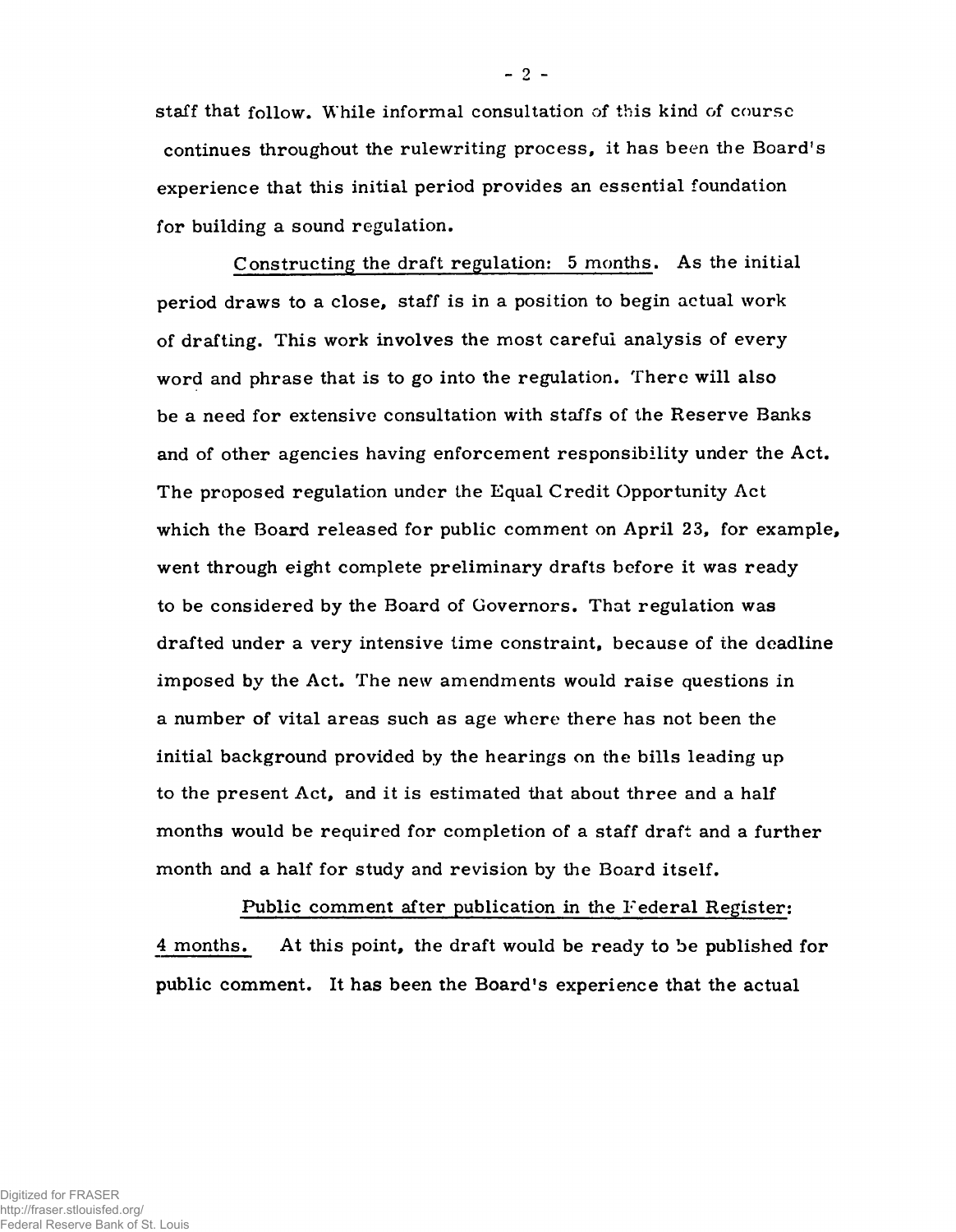staff that follow. While informal consultation of this kind of course continues throughout the rulewriting process, it has been the Board's experience that this initial period provides an essential foundation for building a sound regulation.

Constructing the draft regulation: 5 months. As the initial period draws to a close, staff is in a position to begin actual work of drafting. This work involves the most careful analysis of every word and phrase that is to go into the regulation. There will also be a need for extensive consultation with staffs of the Reserve Banks and of other agencies having enforcement responsibility under the Act. The proposed regulation under the Equal Credit Opportunity Act which the Board released for public comment on April 23, for example, went through eight complete preliminary drafts before it was ready to be considered by the Board of Governors. That regulation was drafted under a very intensive time constraint, because of the deadline imposed by the Act. The new amendments would raise questions in a number of vital areas such as age where there has not been the initial background provided by the hearings on the bills leading up to the present Act, and it is estimated that about three and a half months would be required for completion of a staff draft and a further month and a half for study and revision by the Board itself.

Public comment after publication in the Federal Register: 4 months. At this point, the draft would be ready to be published for public comment. It has been the Board's experience that the actual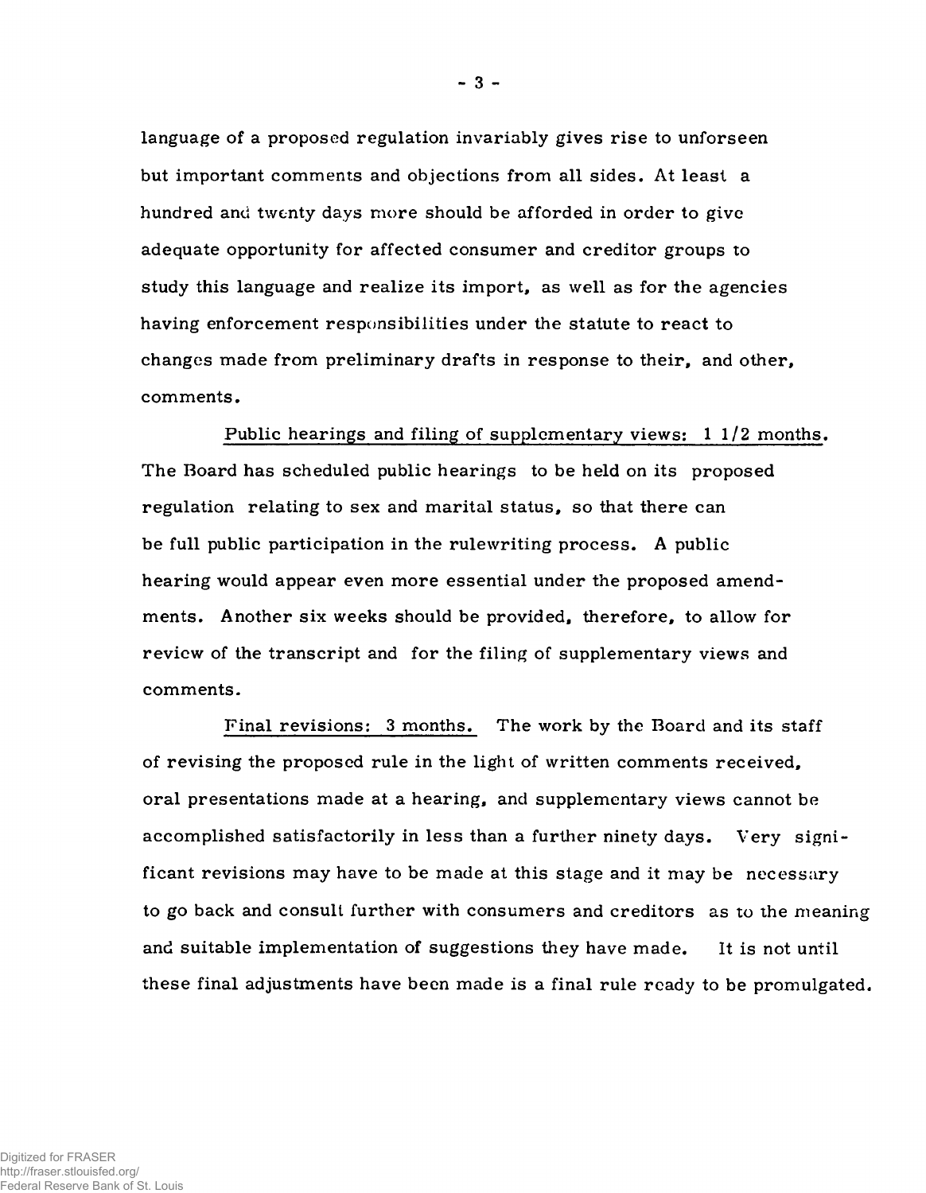language of a proposed regulation invariably gives rise to unforseen but important comments and objections from all sides. At least a hundred and twenty days more should be afforded in order to give adequate opportunity for affected consumer and creditor groups to study this language and realize its import, as well as for the agencies having enforcement responsibilities under the statute to react to changes made from preliminary drafts in response to their, and other, comments.

Public hearings and filing of supplementary views: 1 1/2 months. The Board has scheduled public hearings to be held on its proposed regulation relating to sex and marital status, so that there can be full public participation in the rulewriting process. A public hearing would appear even more essential under the proposed amendments. Another six weeks should be provided, therefore, to allow for review of the transcript and for the filing of supplementary views and comments.

Final revisions: 3 months. The work by the Board and its staff of revising the proposed rule in the light of written comments received, oral presentations made at a hearing, and supplementary views cannot be accomplished satisfactorily in less than a further ninety days. Very significant revisions may have to be made at this stage and it may be necessary to go back and consult further with consumers and creditors as to the meaning and suitable implementation of suggestions they have made. It is not until these final adjustments have been made is a final rule ready to be promulgated.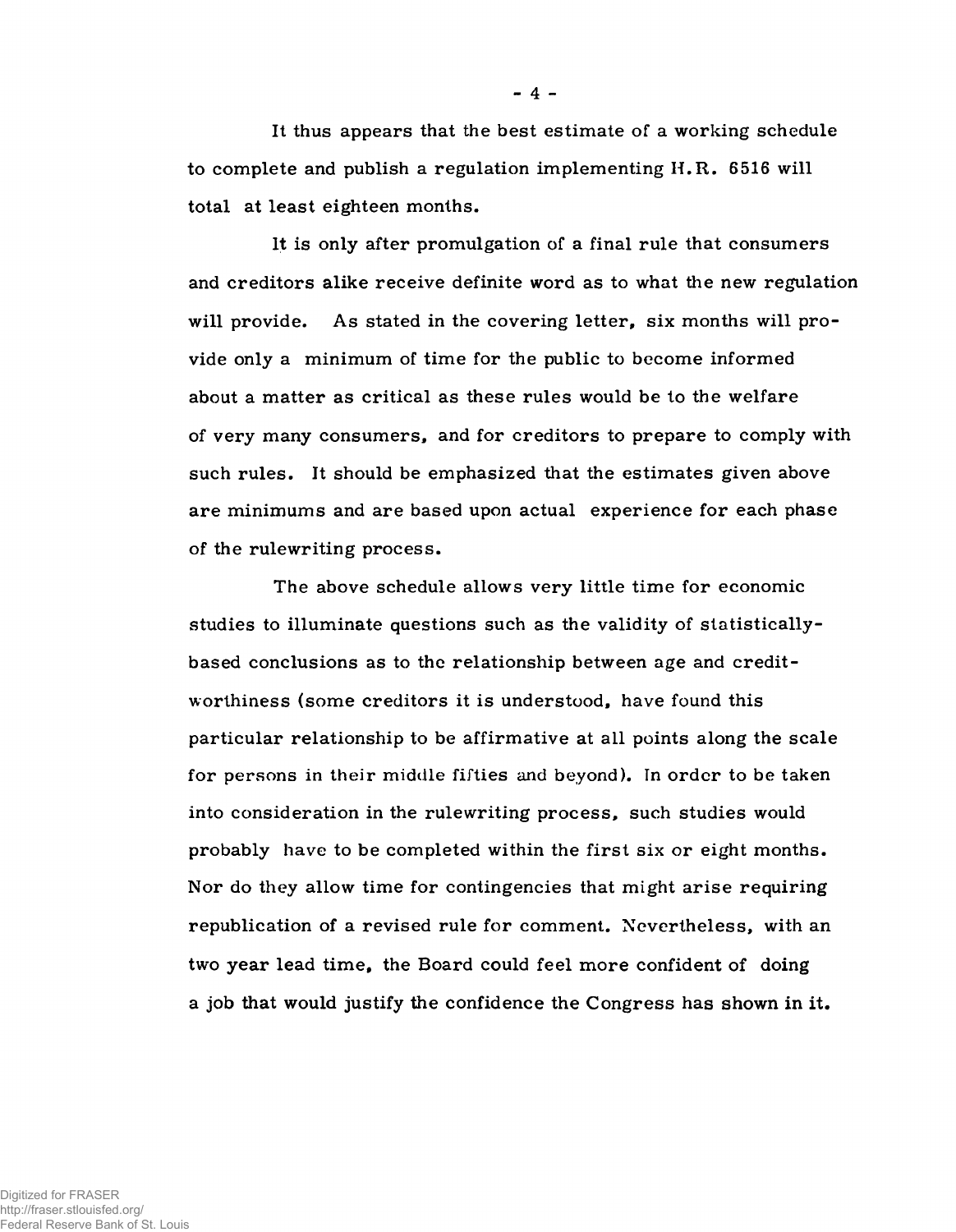It thus appears that the best estimate of a working schedule to complete and publish a regulation implementing H.R. 6516 will total at least eighteen months.

It is only after promulgation of a final rule that consumers and creditors alike receive definite word as to what the new regulation will provide. As stated in the covering letter, six months will provide only a minimum of time for the public to become informed about a matter as critical as these rules would be to the welfare of very many consumers, and for creditors to prepare to comply with such rules. It should be emphasized that the estimates given above are minimums and are based upon actual experience for each phase of the rulewriting process.

The above schedule allows very little time for economic studies to illuminate questions such as the validity of statistically-based conclusions as to the relationship between age and credit-worthiness (some creditors it is understood, have found this particular relationship to be affirmative at all points along the scale for persons in their middle fifties and beyond). In order to be taken into consideration in the rulewriting process, such studies would probably have to be completed within the first six or eight months. Nor do they allow time for contingencies that might arise requiring republication of a revised rule for comment. Nevertheless, with an two year lead time, the Board could feel more confident of doing a job that would justify the confidence the Congress has shown in it.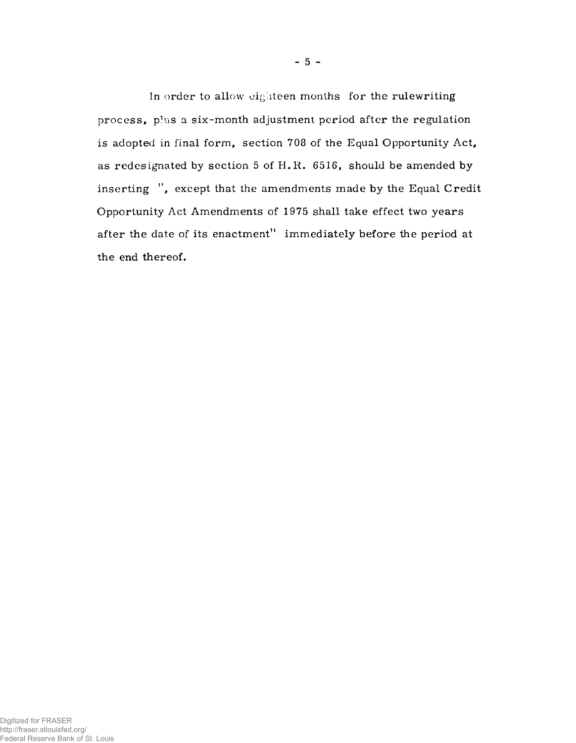In order to allow eighteen months for the rulewriting process, plus a six-month adjustment period after the regulation is adopted in final form, section 708 of the Equal Opportunity Act, as redesignated by section 5 of H.R. 6516, should be amended by inserting ", except that the amendments made by the Equal Credit Opportunity Act Amendments of 1975 shall take effect two years after the date of its enactment" immediately before the period at the end thereof.

Digitized for FRASER
http://fraser.stlouisfed.org/
Federal Reserve Bank of St. Louis